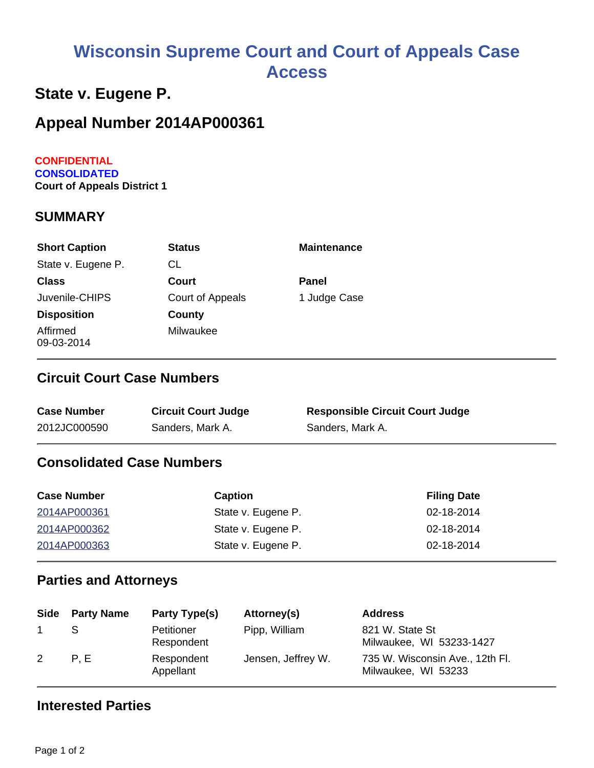# Wisconsin Supreme Court and Court of Appeals Case Access

## State v. Eugene P.

## Appeal Number 2014AP000361

**CONFIDENTIAL**
**CONSOLIDATED**
**Court of Appeals District 1**

### SUMMARY

| Short Caption | Status | Maintenance |
|---|---|---|
| State v. Eugene P. | CL | |
| **Class** | **Court** | **Panel** |
| Juvenile-CHIPS | Court of Appeals | 1 Judge Case |
| **Disposition** | **County** | |
| Affirmed 09-03-2014 | Milwaukee | |

### Circuit Court Case Numbers

| Case Number | Circuit Court Judge | Responsible Circuit Court Judge |
|---|---|---|
| 2012JC000590 | Sanders, Mark A. | Sanders, Mark A. |

### Consolidated Case Numbers

| Case Number | Caption | Filing Date |
|---|---|---|
| 2014AP000361 | State v. Eugene P. | 02-18-2014 |
| 2014AP000362 | State v. Eugene P. | 02-18-2014 |
| 2014AP000363 | State v. Eugene P. | 02-18-2014 |

### Parties and Attorneys

| Side | Party Name | Party Type(s) | Attorney(s) | Address |
|---|---|---|---|---|
| 1 | S | Petitioner Respondent | Pipp, William | 821 W. State St Milwaukee, WI 53233-1427 |
| 2 | P, E | Respondent Appellant | Jensen, Jeffrey W. | 735 W. Wisconsin Ave., 12th Fl. Milwaukee, WI 53233 |

### Interested Parties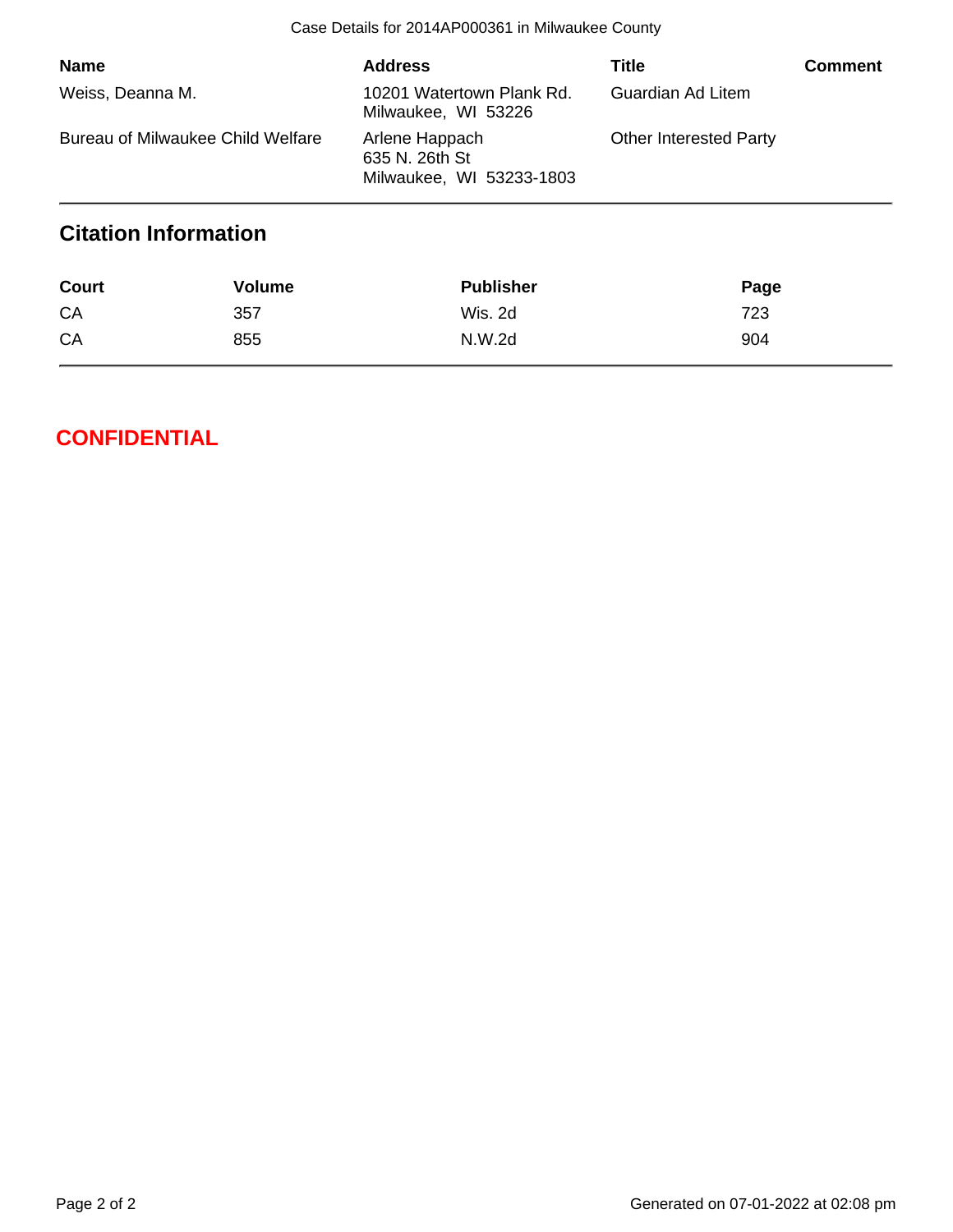| Name | Address | Title | Comment |
|---|---|---|---|
| Weiss, Deanna M. | 10201 Watertown Plank Rd. Milwaukee, WI 53226 | Guardian Ad Litem | |
| Bureau of Milwaukee Child Welfare | Arlene Happach 635 N. 26th St Milwaukee, WI 53233-1803 | Other Interested Party | |

## Citation Information

| Court | Volume | Publisher | Page |
|---|---|---|---|
| CA | 357 | Wis. 2d | 723 |
| CA | 855 | N.W.2d | 904 |

**CONFIDENTIAL**